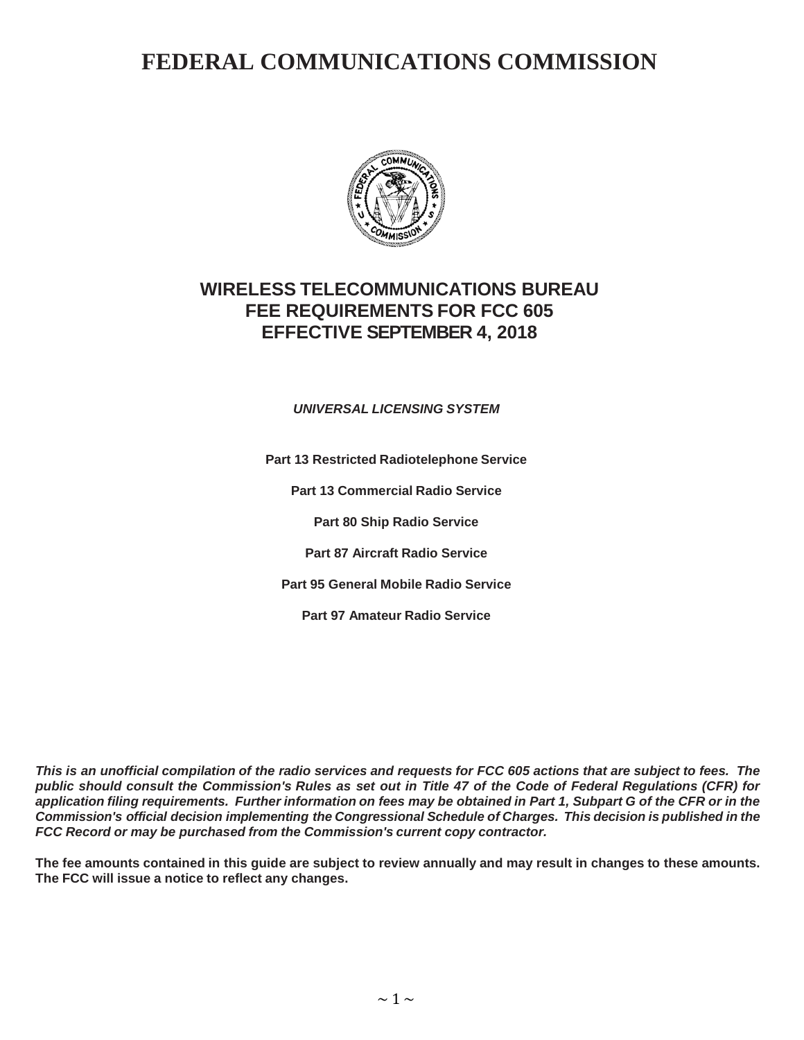# FEDERAL COMMUNICATIONS COMMISSION

## WIRELESS TELECOMMUNICATIONS BUREAU
## FEE REQUIREMENTS FOR FCC 605
## EFFECTIVE SEPTEMBER 4, 2018

***UNIVERSAL LICENSING SYSTEM***

**Part 13 Restricted Radiotelephone Service**

**Part 13 Commercial Radio Service**

**Part 80 Ship Radio Service**

**Part 87 Aircraft Radio Service**

**Part 95 General Mobile Radio Service**

**Part 97 Amateur Radio Service**

***This is an unofficial compilation of the radio services and requests for FCC 605 actions that are subject to fees. The public should consult the Commission's Rules as set out in Title 47 of the Code of Federal Regulations (CFR) for application filing requirements. Further information on fees may be obtained in Part 1, Subpart G of the CFR or in the Commission's official decision implementing the Congressional Schedule of Charges. This decision is published in the FCC Record or may be purchased from the Commission's current copy contractor.***

**The fee amounts contained in this guide are subject to review annually and may result in changes to these amounts. The FCC will issue a notice to reflect any changes.**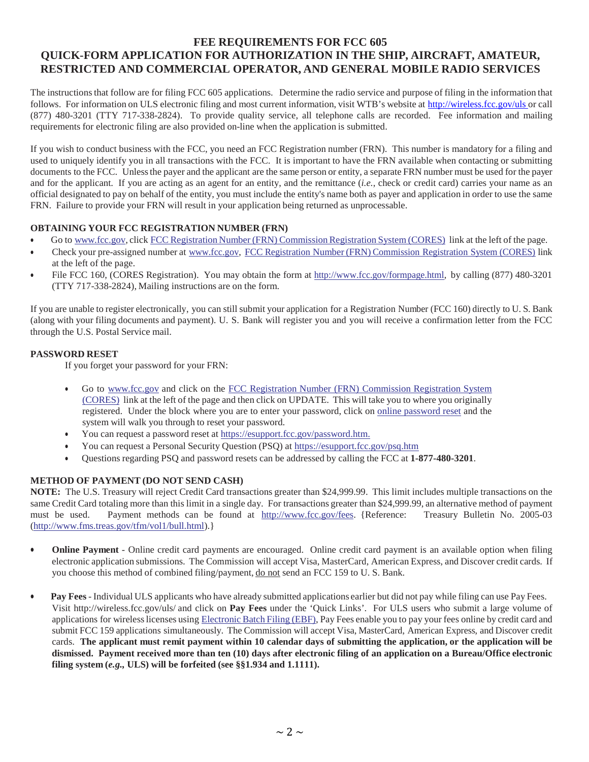# FEE REQUIREMENTS FOR FCC 605

# QUICK-FORM APPLICATION FOR AUTHORIZATION IN THE SHIP, AIRCRAFT, AMATEUR, RESTRICTED AND COMMERCIAL OPERATOR, AND GENERAL MOBILE RADIO SERVICES

The instructions that follow are for filing FCC 605 applications. Determine the radio service and purpose of filing in the information that follows. For information on ULS electronic filing and most current information, visit WTB's website at http://wireless.fcc.gov/uls or call (877) 480-3201 (TTY 717-338-2824). To provide quality service, all telephone calls are recorded. Fee information and mailing requirements for electronic filing are also provided on-line when the application is submitted.

If you wish to conduct business with the FCC, you need an FCC Registration number (FRN). This number is mandatory for a filing and used to uniquely identify you in all transactions with the FCC. It is important to have the FRN available when contacting or submitting documents to the FCC. Unless the payer and the applicant are the same person or entity, a separate FRN number must be used for the payer and for the applicant. If you are acting as an agent for an entity, and the remittance (*i.e.*, check or credit card) carries your name as an official designated to pay on behalf of the entity, you must include the entity's name both as payer and application in order to use the same FRN. Failure to provide your FRN will result in your application being returned as unprocessable.

### OBTAINING YOUR FCC REGISTRATION NUMBER (FRN)

- Go to www.fcc.gov, click FCC Registration Number (FRN) Commission Registration System (CORES) link at the left of the page.
- Check your pre-assigned number at www.fcc.gov, FCC Registration Number (FRN) Commission Registration System (CORES) link at the left of the page.
- File FCC 160, (CORES Registration). You may obtain the form at http://www.fcc.gov/formpage.html, by calling (877) 480-3201 (TTY 717-338-2824), Mailing instructions are on the form.

If you are unable to register electronically, you can still submit your application for a Registration Number (FCC 160) directly to U. S. Bank (along with your filing documents and payment). U. S. Bank will register you and you will receive a confirmation letter from the FCC through the U.S. Postal Service mail.

### PASSWORD RESET

If you forget your password for your FRN:

- Go to www.fcc.gov and click on the FCC Registration Number (FRN) Commission Registration System (CORES) link at the left of the page and then click on UPDATE. This will take you to where you originally registered. Under the block where you are to enter your password, click on online password reset and the system will walk you through to reset your password.
- You can request a password reset at https://esupport.fcc.gov/password.htm.
- You can request a Personal Security Question (PSQ) at https://esupport.fcc.gov/psq.htm
- Questions regarding PSQ and password resets can be addressed by calling the FCC at **1-877-480-3201**.

### METHOD OF PAYMENT (DO NOT SEND CASH)

**NOTE:** The U.S. Treasury will reject Credit Card transactions greater than $24,999.99. This limit includes multiple transactions on the same Credit Card totaling more than this limit in a single day. For transactions greater than $24,999.99, an alternative method of payment must be used. Payment methods can be found at http://www.fcc.gov/fees. {Reference: Treasury Bulletin No. 2005-03 (http://www.fms.treas.gov/tfm/vol1/bull.html).}

- **Online Payment** - Online credit card payments are encouraged. Online credit card payment is an available option when filing electronic application submissions. The Commission will accept Visa, MasterCard, American Express, and Discover credit cards. If you choose this method of combined filing/payment, do not send an FCC 159 to U. S. Bank.

- **Pay Fees** - Individual ULS applicants who have already submitted applications earlier but did not pay while filing can use Pay Fees. Visit http://wireless.fcc.gov/uls/ and click on **Pay Fees** under the 'Quick Links'. For ULS users who submit a large volume of applications for wireless licenses using Electronic Batch Filing (EBF), Pay Fees enable you to pay your fees online by credit card and submit FCC 159 applications simultaneously. The Commission will accept Visa, MasterCard, American Express, and Discover credit cards. **The applicant must remit payment within 10 calendar days of submitting the application, or the application will be dismissed. Payment received more than ten (10) days after electronic filing of an application on a Bureau/Office electronic filing system (*e.g.,* ULS) will be forfeited (see §§1.934 and 1.1111).**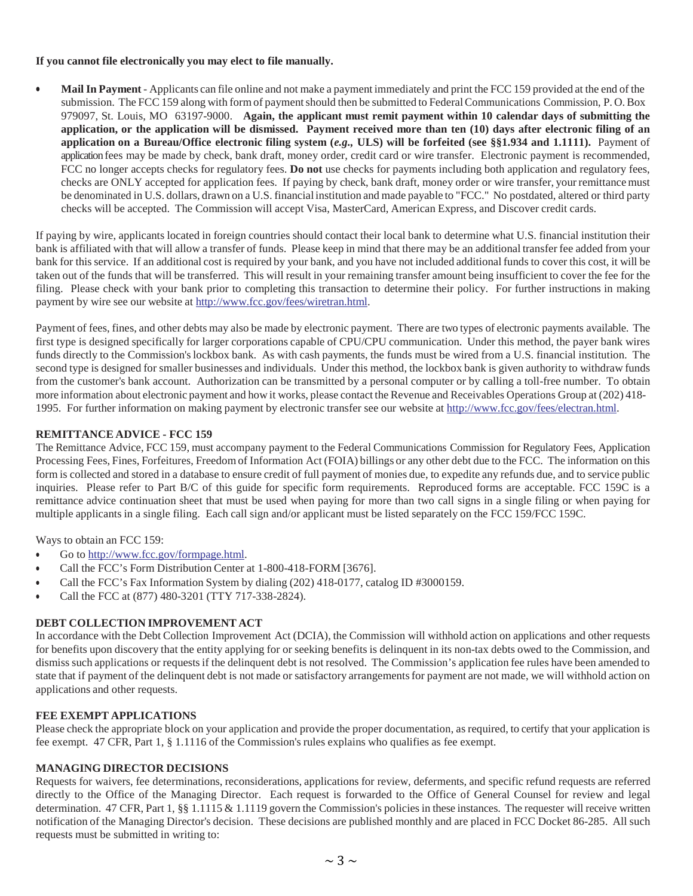**If you cannot file electronically you may elect to file manually.**

- **Mail In Payment** - Applicants can file online and not make a payment immediately and print the FCC 159 provided at the end of the submission. The FCC 159 along with form of payment should then be submitted to Federal Communications Commission, P. O. Box 979097, St. Louis, MO 63197-9000. **Again, the applicant must remit payment within 10 calendar days of submitting the application, or the application will be dismissed. Payment received more than ten (10) days after electronic filing of an application on a Bureau/Office electronic filing system (*e.g.,* ULS) will be forfeited (see §§1.934 and 1.1111).** Payment of application fees may be made by check, bank draft, money order, credit card or wire transfer. Electronic payment is recommended, FCC no longer accepts checks for regulatory fees. **Do not** use checks for payments including both application and regulatory fees, checks are ONLY accepted for application fees. If paying by check, bank draft, money order or wire transfer, your remittance must be denominated in U.S. dollars, drawn on a U.S. financial institution and made payable to "FCC." No postdated, altered or third party checks will be accepted. The Commission will accept Visa, MasterCard, American Express, and Discover credit cards.

If paying by wire, applicants located in foreign countries should contact their local bank to determine what U.S. financial institution their bank is affiliated with that will allow a transfer of funds. Please keep in mind that there may be an additional transfer fee added from your bank for this service. If an additional cost is required by your bank, and you have not included additional funds to cover this cost, it will be taken out of the funds that will be transferred. This will result in your remaining transfer amount being insufficient to cover the fee for the filing. Please check with your bank prior to completing this transaction to determine their policy. For further instructions in making payment by wire see our website at http://www.fcc.gov/fees/wiretran.html.

Payment of fees, fines, and other debts may also be made by electronic payment. There are two types of electronic payments available. The first type is designed specifically for larger corporations capable of CPU/CPU communication. Under this method, the payer bank wires funds directly to the Commission's lockbox bank. As with cash payments, the funds must be wired from a U.S. financial institution. The second type is designed for smaller businesses and individuals. Under this method, the lockbox bank is given authority to withdraw funds from the customer's bank account. Authorization can be transmitted by a personal computer or by calling a toll-free number. To obtain more information about electronic payment and how it works, please contact the Revenue and Receivables Operations Group at (202) 418-1995. For further information on making payment by electronic transfer see our website at http://www.fcc.gov/fees/electran.html.

**REMITTANCE ADVICE - FCC 159**

The Remittance Advice, FCC 159, must accompany payment to the Federal Communications Commission for Regulatory Fees, Application Processing Fees, Fines, Forfeitures, Freedom of Information Act (FOIA) billings or any other debt due to the FCC. The information on this form is collected and stored in a database to ensure credit of full payment of monies due, to expedite any refunds due, and to service public inquiries. Please refer to Part B/C of this guide for specific form requirements. Reproduced forms are acceptable. FCC 159C is a remittance advice continuation sheet that must be used when paying for more than two call signs in a single filing or when paying for multiple applicants in a single filing. Each call sign and/or applicant must be listed separately on the FCC 159/FCC 159C.

Ways to obtain an FCC 159:

- Go to http://www.fcc.gov/formpage.html.
- Call the FCC's Form Distribution Center at 1-800-418-FORM [3676].
- Call the FCC's Fax Information System by dialing (202) 418-0177, catalog ID #3000159.
- Call the FCC at (877) 480-3201 (TTY 717-338-2824).

**DEBT COLLECTION IMPROVEMENT ACT**

In accordance with the Debt Collection Improvement Act (DCIA), the Commission will withhold action on applications and other requests for benefits upon discovery that the entity applying for or seeking benefits is delinquent in its non-tax debts owed to the Commission, and dismiss such applications or requests if the delinquent debt is not resolved. The Commission's application fee rules have been amended to state that if payment of the delinquent debt is not made or satisfactory arrangements for payment are not made, we will withhold action on applications and other requests.

**FEE EXEMPT APPLICATIONS**

Please check the appropriate block on your application and provide the proper documentation, as required, to certify that your application is fee exempt. 47 CFR, Part 1, § 1.1116 of the Commission's rules explains who qualifies as fee exempt.

**MANAGING DIRECTOR DECISIONS**

Requests for waivers, fee determinations, reconsiderations, applications for review, deferments, and specific refund requests are referred directly to the Office of the Managing Director. Each request is forwarded to the Office of General Counsel for review and legal determination. 47 CFR, Part 1, §§ 1.1115 & 1.1119 govern the Commission's policies in these instances. The requester will receive written notification of the Managing Director's decision. These decisions are published monthly and are placed in FCC Docket 86-285. All such requests must be submitted in writing to: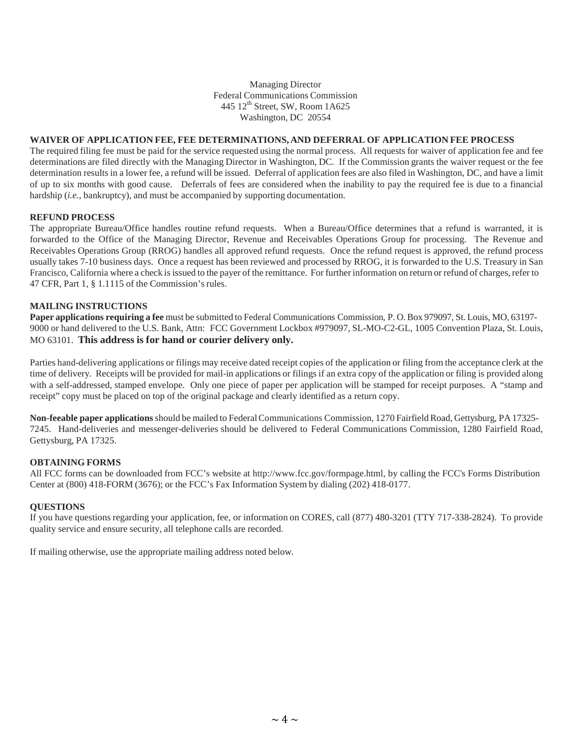Managing Director  
Federal Communications Commission  
445 12th Street, SW, Room 1A625  
Washington, DC 20554

**WAIVER OF APPLICATION FEE, FEE DETERMINATIONS, AND DEFERRAL OF APPLICATION FEE PROCESS**

The required filing fee must be paid for the service requested using the normal process. All requests for waiver of application fee and fee determinations are filed directly with the Managing Director in Washington, DC. If the Commission grants the waiver request or the fee determination results in a lower fee, a refund will be issued. Deferral of application fees are also filed in Washington, DC, and have a limit of up to six months with good cause. Deferrals of fees are considered when the inability to pay the required fee is due to a financial hardship (*i.e.*, bankruptcy), and must be accompanied by supporting documentation.

**REFUND PROCESS**

The appropriate Bureau/Office handles routine refund requests. When a Bureau/Office determines that a refund is warranted, it is forwarded to the Office of the Managing Director, Revenue and Receivables Operations Group for processing. The Revenue and Receivables Operations Group (RROG) handles all approved refund requests. Once the refund request is approved, the refund process usually takes 7-10 business days. Once a request has been reviewed and processed by RROG, it is forwarded to the U.S. Treasury in San Francisco, California where a check is issued to the payer of the remittance. For further information on return or refund of charges, refer to 47 CFR, Part 1, § 1.1115 of the Commission's rules.

**MAILING INSTRUCTIONS**

**Paper applications requiring a fee** must be submitted to Federal Communications Commission, P. O. Box 979097, St. Louis, MO, 63197-9000 or hand delivered to the U.S. Bank, Attn: FCC Government Lockbox #979097, SL-MO-C2-GL, 1005 Convention Plaza, St. Louis, MO 63101. **This address is for hand or courier delivery only.**

Parties hand-delivering applications or filings may receive dated receipt copies of the application or filing from the acceptance clerk at the time of delivery. Receipts will be provided for mail-in applications or filings if an extra copy of the application or filing is provided along with a self-addressed, stamped envelope. Only one piece of paper per application will be stamped for receipt purposes. A "stamp and receipt" copy must be placed on top of the original package and clearly identified as a return copy.

**Non-feeable paper applications** should be mailed to Federal Communications Commission, 1270 Fairfield Road, Gettysburg, PA 17325-7245. Hand-deliveries and messenger-deliveries should be delivered to Federal Communications Commission, 1280 Fairfield Road, Gettysburg, PA 17325.

**OBTAINING FORMS**

All FCC forms can be downloaded from FCC's website at http://www.fcc.gov/formpage.html, by calling the FCC's Forms Distribution Center at (800) 418-FORM (3676); or the FCC's Fax Information System by dialing (202) 418-0177.

**QUESTIONS**

If you have questions regarding your application, fee, or information on CORES, call (877) 480-3201 (TTY 717-338-2824). To provide quality service and ensure security, all telephone calls are recorded.

If mailing otherwise, use the appropriate mailing address noted below.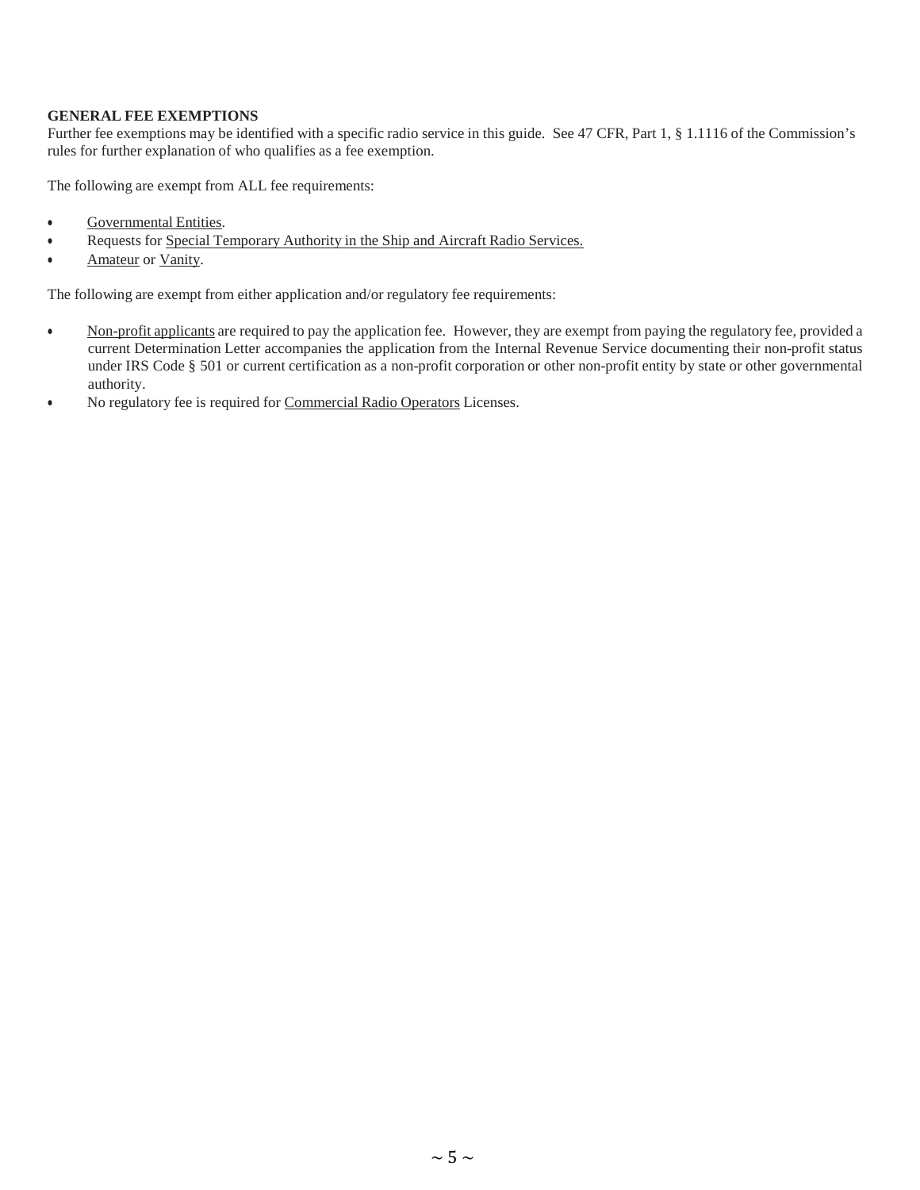## GENERAL FEE EXEMPTIONS

Further fee exemptions may be identified with a specific radio service in this guide. See 47 CFR, Part 1, § 1.1116 of the Commission's rules for further explanation of who qualifies as a fee exemption.

The following are exempt from ALL fee requirements:

- Governmental Entities.
- Requests for Special Temporary Authority in the Ship and Aircraft Radio Services.
- Amateur or Vanity.

The following are exempt from either application and/or regulatory fee requirements:

- Non-profit applicants are required to pay the application fee. However, they are exempt from paying the regulatory fee, provided a current Determination Letter accompanies the application from the Internal Revenue Service documenting their non-profit status under IRS Code § 501 or current certification as a non-profit corporation or other non-profit entity by state or other governmental authority.
- No regulatory fee is required for Commercial Radio Operators Licenses.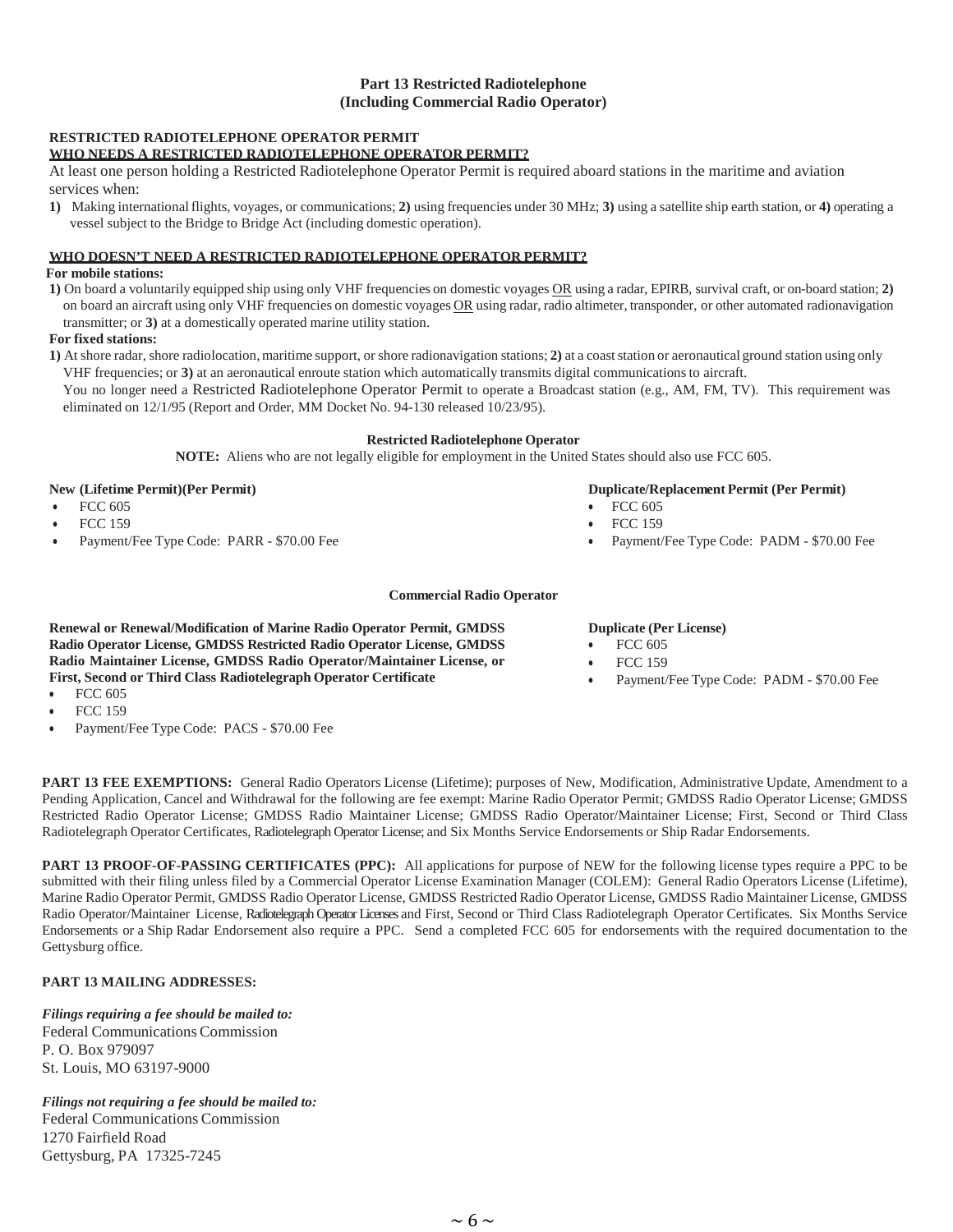# Part 13 Restricted Radiotelephone
# (Including Commercial Radio Operator)

**RESTRICTED RADIOTELEPHONE OPERATOR PERMIT**

**WHO NEEDS A RESTRICTED RADIOTELEPHONE OPERATOR PERMIT?**

At least one person holding a Restricted Radiotelephone Operator Permit is required aboard stations in the maritime and aviation services when:

**1)** Making international flights, voyages, or communications; **2)** using frequencies under 30 MHz; **3)** using a satellite ship earth station, or **4)** operating a vessel subject to the Bridge to Bridge Act (including domestic operation).

**WHO DOESN'T NEED A RESTRICTED RADIOTELEPHONE OPERATOR PERMIT?**

**For mobile stations:**

**1)** On board a voluntarily equipped ship using only VHF frequencies on domestic voyages OR using a radar, EPIRB, survival craft, or on-board station; **2)** on board an aircraft using only VHF frequencies on domestic voyages OR using radar, radio altimeter, transponder, or other automated radionavigation transmitter; or **3)** at a domestically operated marine utility station.

**For fixed stations:**

**1)** At shore radar, shore radiolocation, maritime support, or shore radionavigation stations; **2)** at a coast station or aeronautical ground station using only VHF frequencies; or **3)** at an aeronautical enroute station which automatically transmits digital communications to aircraft.

You no longer need a Restricted Radiotelephone Operator Permit to operate a Broadcast station (e.g., AM, FM, TV). This requirement was eliminated on 12/1/95 (Report and Order, MM Docket No. 94-130 released 10/23/95).

**Restricted Radiotelephone Operator**

**NOTE:** Aliens who are not legally eligible for employment in the United States should also use FCC 605.

**New (Lifetime Permit)(Per Permit)**

- FCC 605
- FCC 159
- Payment/Fee Type Code: PARR - $70.00 Fee

**Duplicate/Replacement Permit (Per Permit)**

- FCC 605
- FCC 159
- Payment/Fee Type Code: PADM - $70.00 Fee

**Commercial Radio Operator**

**Renewal or Renewal/Modification of Marine Radio Operator Permit, GMDSS Radio Operator License, GMDSS Restricted Radio Operator License, GMDSS Radio Maintainer License, GMDSS Radio Operator/Maintainer License, or First, Second or Third Class Radiotelegraph Operator Certificate**

- FCC 605
- FCC 159
- Payment/Fee Type Code: PACS - $70.00 Fee

**Duplicate (Per License)**

- FCC 605
- FCC 159
- Payment/Fee Type Code: PADM - $70.00 Fee

**PART 13 FEE EXEMPTIONS:** General Radio Operators License (Lifetime); purposes of New, Modification, Administrative Update, Amendment to a Pending Application, Cancel and Withdrawal for the following are fee exempt: Marine Radio Operator Permit; GMDSS Radio Operator License; GMDSS Restricted Radio Operator License; GMDSS Radio Maintainer License; GMDSS Radio Operator/Maintainer License; First, Second or Third Class Radiotelegraph Operator Certificates, Radiotelegraph Operator License; and Six Months Service Endorsements or Ship Radar Endorsements.

**PART 13 PROOF-OF-PASSING CERTIFICATES (PPC):** All applications for purpose of NEW for the following license types require a PPC to be submitted with their filing unless filed by a Commercial Operator License Examination Manager (COLEM): General Radio Operators License (Lifetime), Marine Radio Operator Permit, GMDSS Radio Operator License, GMDSS Restricted Radio Operator License, GMDSS Radio Maintainer License, GMDSS Radio Operator/Maintainer License, Radiotelegraph Operator Licenses and First, Second or Third Class Radiotelegraph Operator Certificates. Six Months Service Endorsements or a Ship Radar Endorsement also require a PPC. Send a completed FCC 605 for endorsements with the required documentation to the Gettysburg office.

**PART 13 MAILING ADDRESSES:**

***Filings requiring a fee should be mailed to:***

Federal Communications Commission
P. O. Box 979097
St. Louis, MO 63197-9000

***Filings not requiring a fee should be mailed to:***

Federal Communications Commission
1270 Fairfield Road
Gettysburg, PA 17325-7245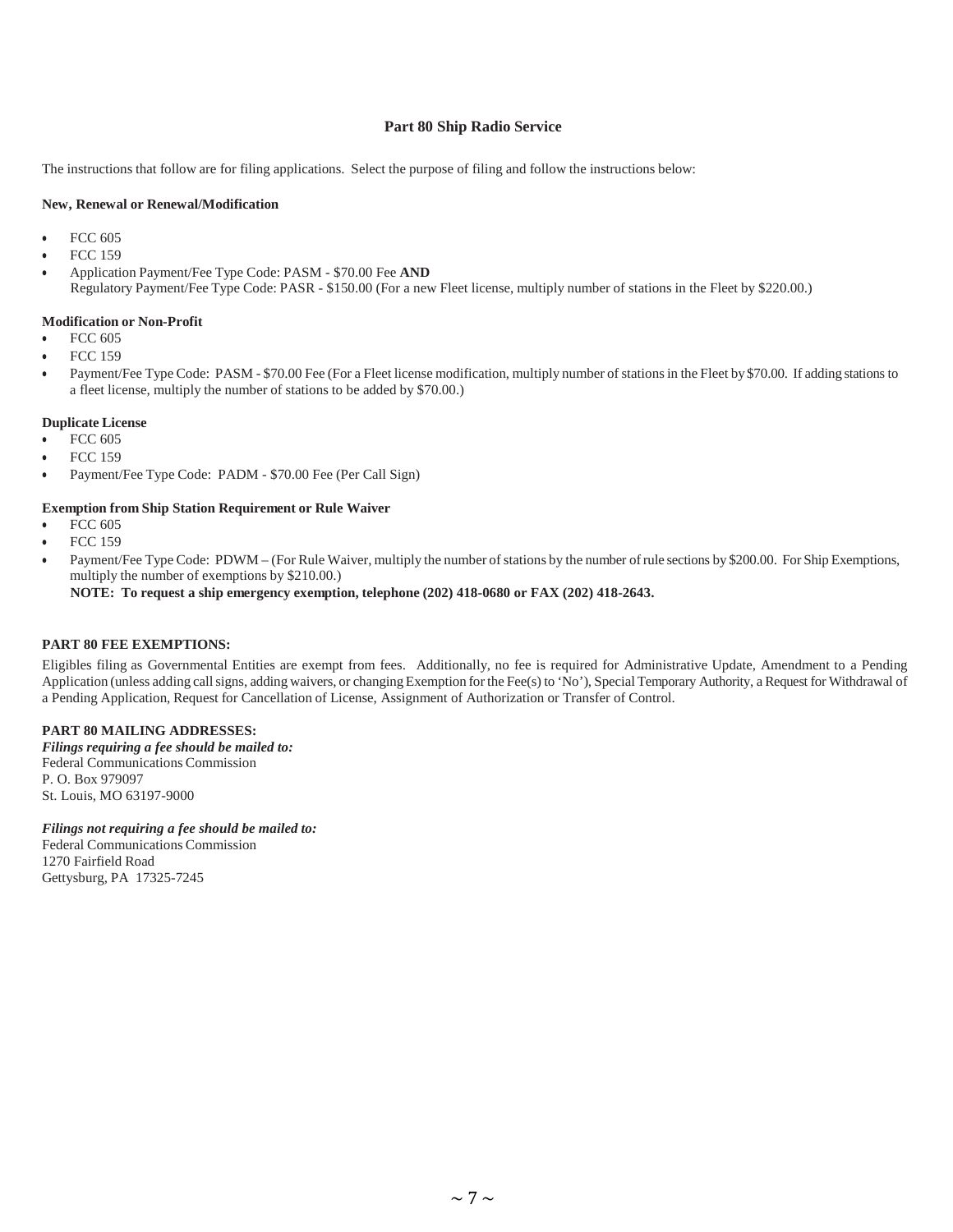## Part 80 Ship Radio Service

The instructions that follow are for filing applications. Select the purpose of filing and follow the instructions below:

**New, Renewal or Renewal/Modification**

- FCC 605
- FCC 159
- Application Payment/Fee Type Code: PASM - $70.00 Fee **AND**
  Regulatory Payment/Fee Type Code: PASR - $150.00 (For a new Fleet license, multiply number of stations in the Fleet by $220.00.)

**Modification or Non-Profit**

- FCC 605
- FCC 159
- Payment/Fee Type Code: PASM - $70.00 Fee (For a Fleet license modification, multiply number of stations in the Fleet by $70.00. If adding stations to a fleet license, multiply the number of stations to be added by $70.00.)

**Duplicate License**

- FCC 605
- FCC 159
- Payment/Fee Type Code: PADM - $70.00 Fee (Per Call Sign)

**Exemption from Ship Station Requirement or Rule Waiver**

- FCC 605
- FCC 159
- Payment/Fee Type Code: PDWM – (For Rule Waiver, multiply the number of stations by the number of rule sections by $200.00. For Ship Exemptions, multiply the number of exemptions by $210.00.)
  **NOTE: To request a ship emergency exemption, telephone (202) 418-0680 or FAX (202) 418-2643.**

**PART 80 FEE EXEMPTIONS:**

Eligibles filing as Governmental Entities are exempt from fees. Additionally, no fee is required for Administrative Update, Amendment to a Pending Application (unless adding call signs, adding waivers, or changing Exemption for the Fee(s) to 'No'), Special Temporary Authority, a Request for Withdrawal of a Pending Application, Request for Cancellation of License, Assignment of Authorization or Transfer of Control.

**PART 80 MAILING ADDRESSES:**

***Filings requiring a fee should be mailed to:***
Federal Communications Commission
P. O. Box 979097
St. Louis, MO 63197-9000

***Filings not requiring a fee should be mailed to:***
Federal Communications Commission
1270 Fairfield Road
Gettysburg, PA 17325-7245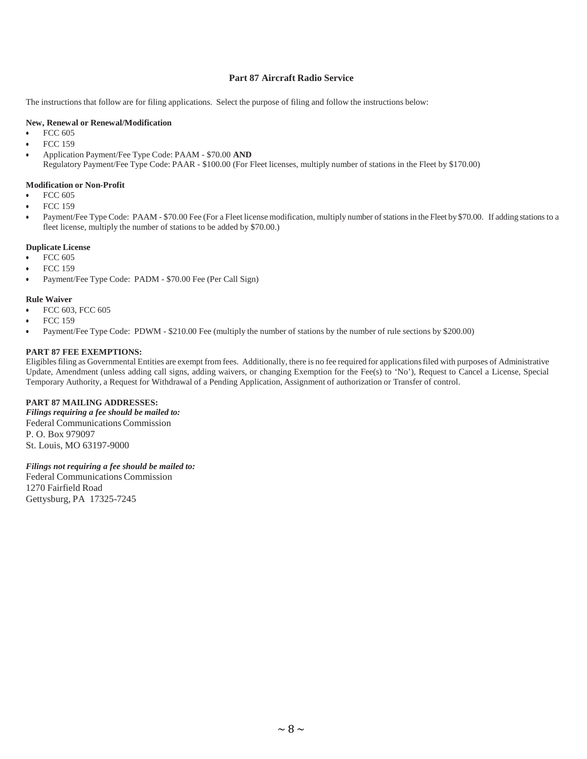## Part 87 Aircraft Radio Service

The instructions that follow are for filing applications. Select the purpose of filing and follow the instructions below:

**New, Renewal or Renewal/Modification**

- FCC 605
- FCC 159
- Application Payment/Fee Type Code: PAAM - $70.00 **AND**
  Regulatory Payment/Fee Type Code: PAAR - $100.00 (For Fleet licenses, multiply number of stations in the Fleet by $170.00)

**Modification or Non-Profit**

- FCC 605
- FCC 159
- Payment/Fee Type Code: PAAM - $70.00 Fee (For a Fleet license modification, multiply number of stations in the Fleet by $70.00. If adding stations to a fleet license, multiply the number of stations to be added by $70.00.)

**Duplicate License**

- FCC 605
- FCC 159
- Payment/Fee Type Code: PADM - $70.00 Fee (Per Call Sign)

**Rule Waiver**

- FCC 603, FCC 605
- FCC 159
- Payment/Fee Type Code: PDWM - $210.00 Fee (multiply the number of stations by the number of rule sections by $200.00)

**PART 87 FEE EXEMPTIONS:**
Eligibles filing as Governmental Entities are exempt from fees. Additionally, there is no fee required for applications filed with purposes of Administrative Update, Amendment (unless adding call signs, adding waivers, or changing Exemption for the Fee(s) to 'No'), Request to Cancel a License, Special Temporary Authority, a Request for Withdrawal of a Pending Application, Assignment of authorization or Transfer of control.

**PART 87 MAILING ADDRESSES:**
***Filings requiring a fee should be mailed to:***
Federal Communications Commission
P. O. Box 979097
St. Louis, MO 63197-9000

***Filings not requiring a fee should be mailed to:***
Federal Communications Commission
1270 Fairfield Road
Gettysburg, PA 17325-7245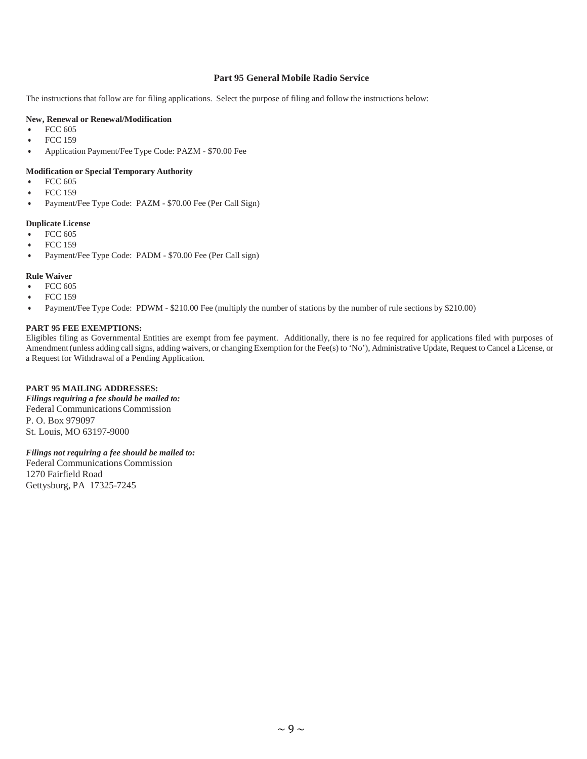## Part 95 General Mobile Radio Service

The instructions that follow are for filing applications. Select the purpose of filing and follow the instructions below:

**New, Renewal or Renewal/Modification**

- FCC 605
- FCC 159
- Application Payment/Fee Type Code: PAZM - $70.00 Fee

**Modification or Special Temporary Authority**

- FCC 605
- FCC 159
- Payment/Fee Type Code: PAZM - $70.00 Fee (Per Call Sign)

**Duplicate License**

- FCC 605
- FCC 159
- Payment/Fee Type Code: PADM - $70.00 Fee (Per Call sign)

**Rule Waiver**

- FCC 605
- FCC 159
- Payment/Fee Type Code: PDWM - $210.00 Fee (multiply the number of stations by the number of rule sections by $210.00)

**PART 95 FEE EXEMPTIONS:**

Eligibles filing as Governmental Entities are exempt from fee payment. Additionally, there is no fee required for applications filed with purposes of Amendment (unless adding call signs, adding waivers, or changing Exemption for the Fee(s) to 'No'), Administrative Update, Request to Cancel a License, or a Request for Withdrawal of a Pending Application.

**PART 95 MAILING ADDRESSES:**

***Filings requiring a fee should be mailed to:***

Federal Communications Commission
P. O. Box 979097
St. Louis, MO 63197-9000

***Filings not requiring a fee should be mailed to:***

Federal Communications Commission
1270 Fairfield Road
Gettysburg, PA 17325-7245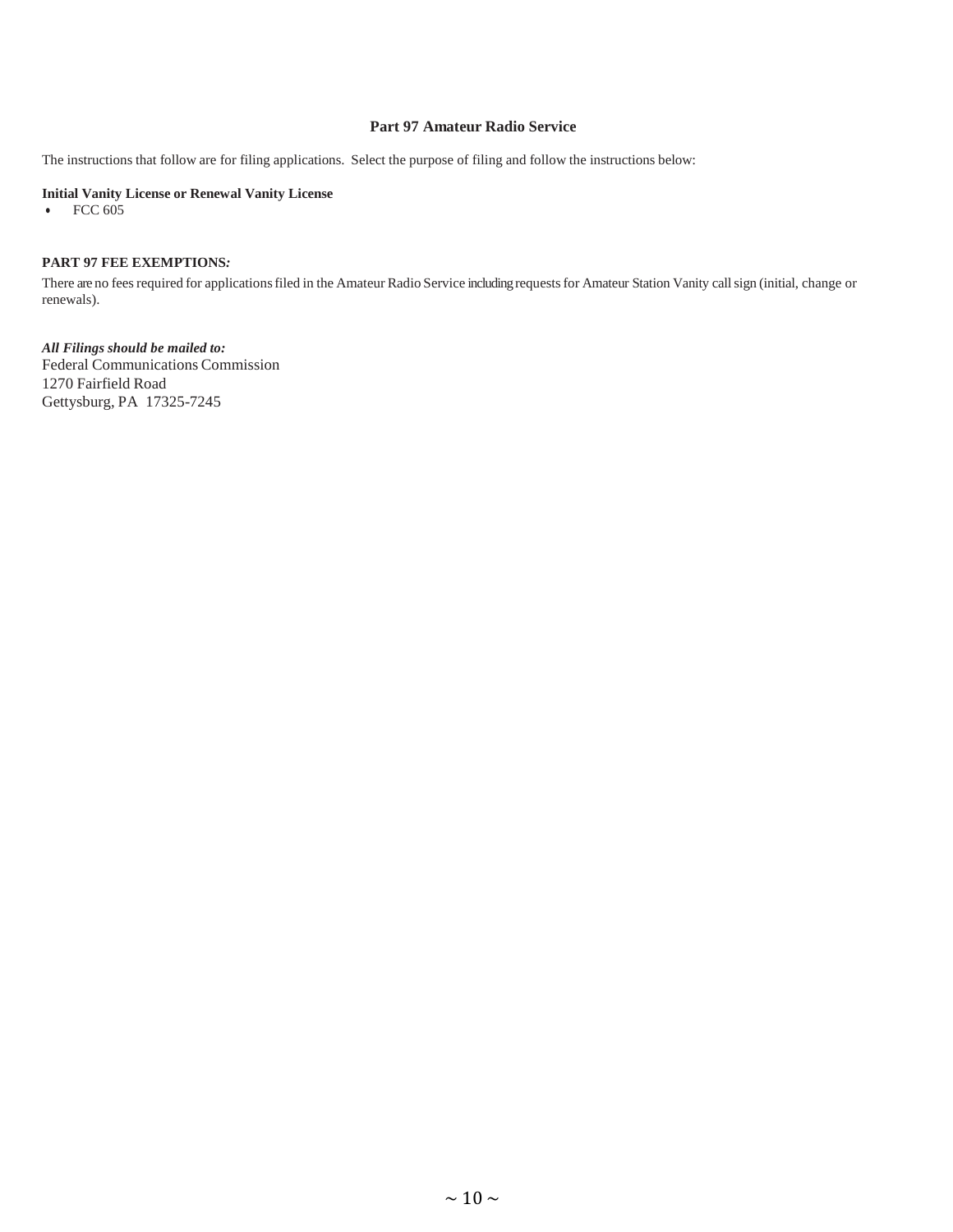## Part 97 Amateur Radio Service

The instructions that follow are for filing applications. Select the purpose of filing and follow the instructions below:

**Initial Vanity License or Renewal Vanity License**

- FCC 605

**PART 97 FEE EXEMPTIONS:**

There are no fees required for applications filed in the Amateur Radio Service including requests for Amateur Station Vanity call sign (initial, change or renewals).

***All Filings should be mailed to:***
Federal Communications Commission
1270 Fairfield Road
Gettysburg, PA 17325-7245